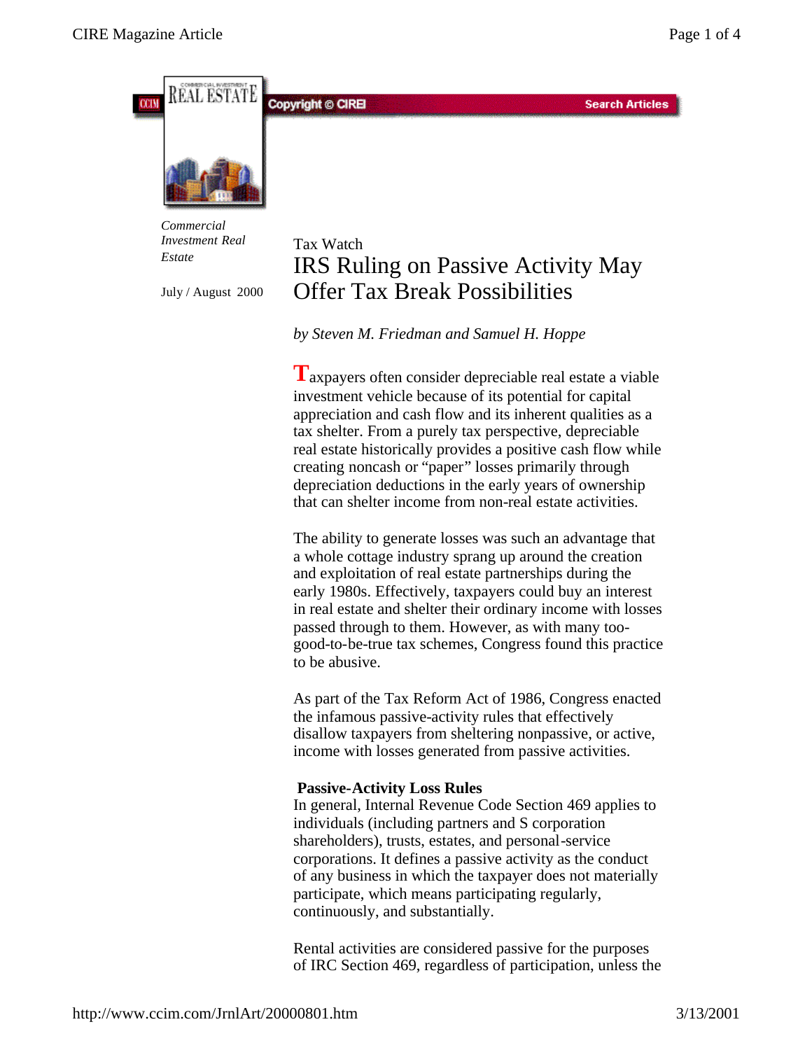*Commercial Investment Real Estate*

July / August 2000

Tax Watch

# IRS Ruling on Passive Activity May Offer Tax Break Possibilities

*by Steven M. Friedman and Samuel H. Hoppe*

Taxpayers often consider depreciable real estate a viable investment vehicle because of its potential for capital appreciation and cash flow and its inherent qualities as a tax shelter. From a purely tax perspective, depreciable real estate historically provides a positive cash flow while creating noncash or "paper" losses primarily through depreciation deductions in the early years of ownership that can shelter income from non-real estate activities.

The ability to generate losses was such an advantage that a whole cottage industry sprang up around the creation and exploitation of real estate partnerships during the early 1980s. Effectively, taxpayers could buy an interest in real estate and shelter their ordinary income with losses passed through to them. However, as with many too-good-to-be-true tax schemes, Congress found this practice to be abusive.

As part of the Tax Reform Act of 1986, Congress enacted the infamous passive-activity rules that effectively disallow taxpayers from sheltering nonpassive, or active, income with losses generated from passive activities.

**Passive-Activity Loss Rules**

In general, Internal Revenue Code Section 469 applies to individuals (including partners and S corporation shareholders), trusts, estates, and personal-service corporations. It defines a passive activity as the conduct of any business in which the taxpayer does not materially participate, which means participating regularly, continuously, and substantially.

Rental activities are considered passive for the purposes of IRC Section 469, regardless of participation, unless the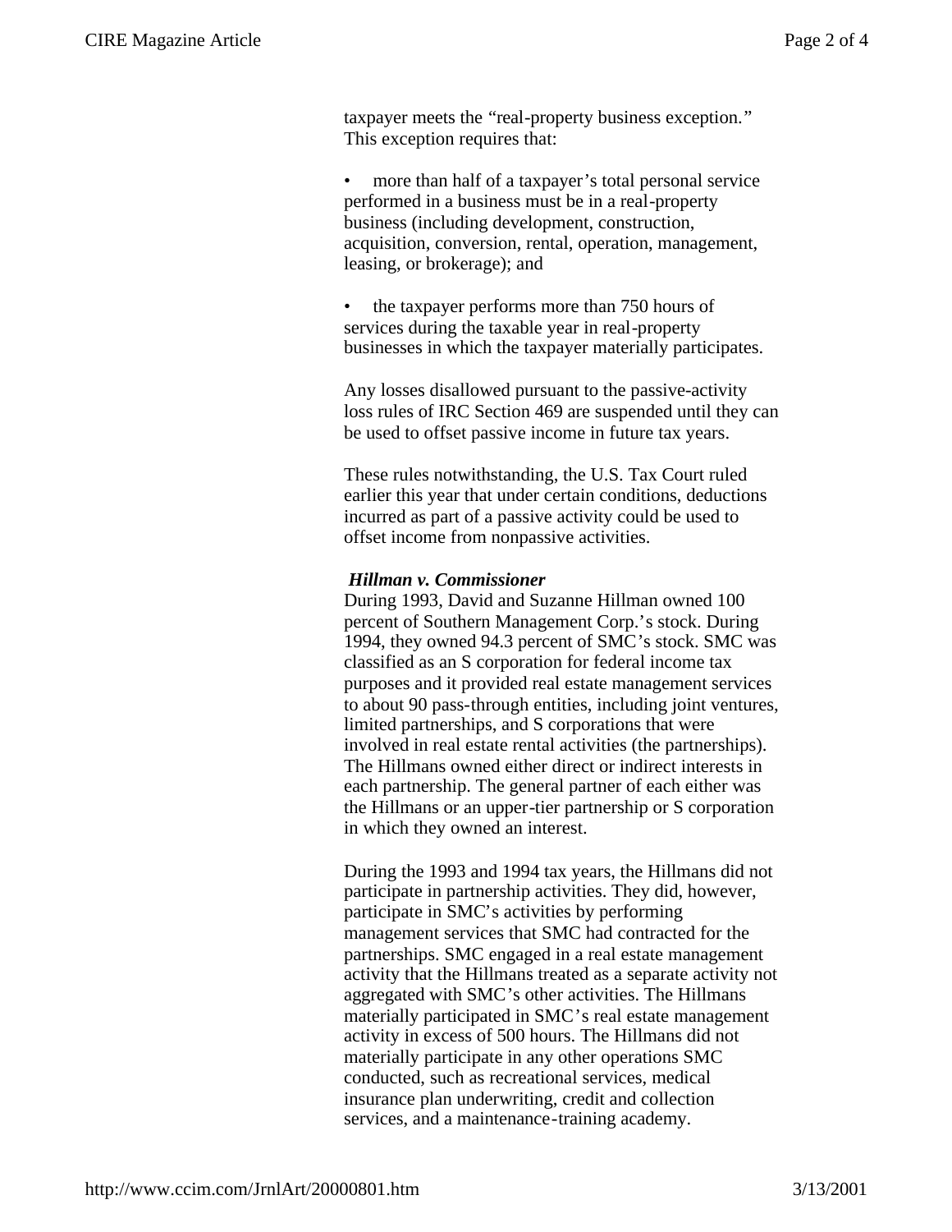taxpayer meets the "real-property business exception." This exception requires that:

- more than half of a taxpayer's total personal service performed in a business must be in a real-property business (including development, construction, acquisition, conversion, rental, operation, management, leasing, or brokerage); and

- the taxpayer performs more than 750 hours of services during the taxable year in real-property businesses in which the taxpayer materially participates.

Any losses disallowed pursuant to the passive-activity loss rules of IRC Section 469 are suspended until they can be used to offset passive income in future tax years.

These rules notwithstanding, the U.S. Tax Court ruled earlier this year that under certain conditions, deductions incurred as part of a passive activity could be used to offset income from nonpassive activities.

***Hillman v. Commissioner***

During 1993, David and Suzanne Hillman owned 100 percent of Southern Management Corp.'s stock. During 1994, they owned 94.3 percent of SMC's stock. SMC was classified as an S corporation for federal income tax purposes and it provided real estate management services to about 90 pass-through entities, including joint ventures, limited partnerships, and S corporations that were involved in real estate rental activities (the partnerships). The Hillmans owned either direct or indirect interests in each partnership. The general partner of each either was the Hillmans or an upper-tier partnership or S corporation in which they owned an interest.

During the 1993 and 1994 tax years, the Hillmans did not participate in partnership activities. They did, however, participate in SMC's activities by performing management services that SMC had contracted for the partnerships. SMC engaged in a real estate management activity that the Hillmans treated as a separate activity not aggregated with SMC's other activities. The Hillmans materially participated in SMC's real estate management activity in excess of 500 hours. The Hillmans did not materially participate in any other operations SMC conducted, such as recreational services, medical insurance plan underwriting, credit and collection services, and a maintenance-training academy.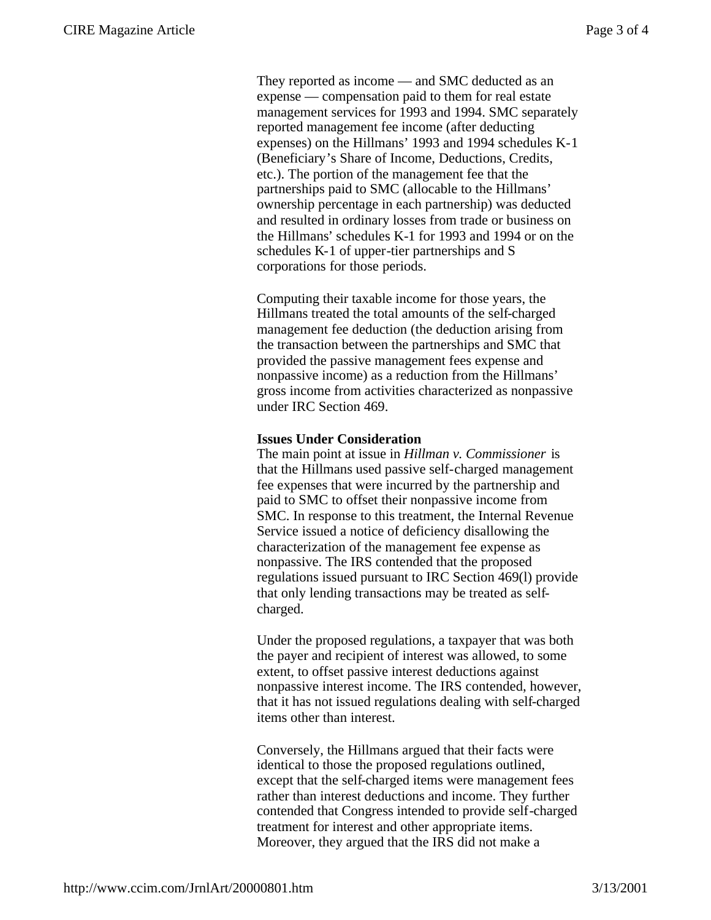They reported as income — and SMC deducted as an expense — compensation paid to them for real estate management services for 1993 and 1994. SMC separately reported management fee income (after deducting expenses) on the Hillmans' 1993 and 1994 schedules K-1 (Beneficiary's Share of Income, Deductions, Credits, etc.). The portion of the management fee that the partnerships paid to SMC (allocable to the Hillmans' ownership percentage in each partnership) was deducted and resulted in ordinary losses from trade or business on the Hillmans' schedules K-1 for 1993 and 1994 or on the schedules K-1 of upper-tier partnerships and S corporations for those periods.

Computing their taxable income for those years, the Hillmans treated the total amounts of the self-charged management fee deduction (the deduction arising from the transaction between the partnerships and SMC that provided the passive management fees expense and nonpassive income) as a reduction from the Hillmans' gross income from activities characterized as nonpassive under IRC Section 469.

**Issues Under Consideration**

The main point at issue in *Hillman v. Commissioner* is that the Hillmans used passive self-charged management fee expenses that were incurred by the partnership and paid to SMC to offset their nonpassive income from SMC. In response to this treatment, the Internal Revenue Service issued a notice of deficiency disallowing the characterization of the management fee expense as nonpassive. The IRS contended that the proposed regulations issued pursuant to IRC Section 469(l) provide that only lending transactions may be treated as self-charged.

Under the proposed regulations, a taxpayer that was both the payer and recipient of interest was allowed, to some extent, to offset passive interest deductions against nonpassive interest income. The IRS contended, however, that it has not issued regulations dealing with self-charged items other than interest.

Conversely, the Hillmans argued that their facts were identical to those the proposed regulations outlined, except that the self-charged items were management fees rather than interest deductions and income. They further contended that Congress intended to provide self-charged treatment for interest and other appropriate items. Moreover, they argued that the IRS did not make a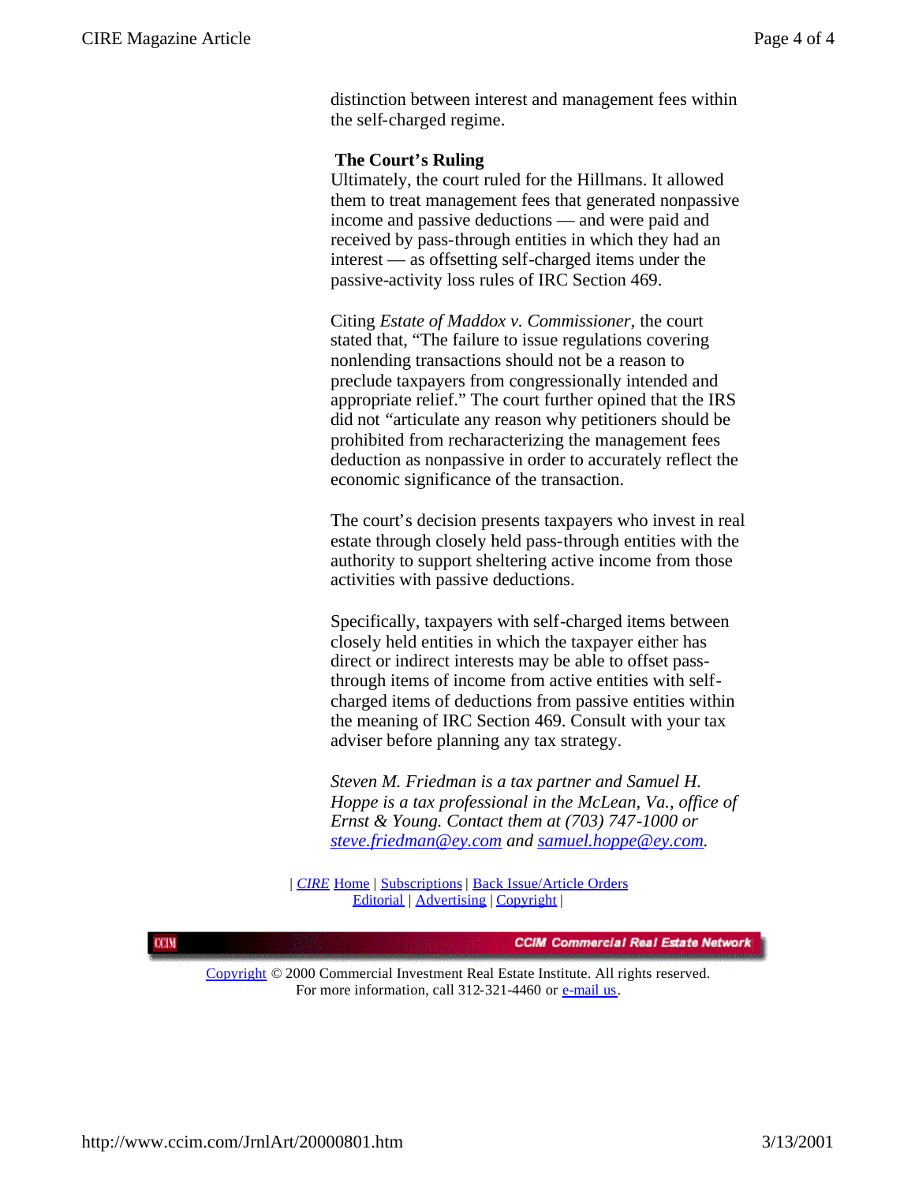distinction between interest and management fees within the self-charged regime.

**The Court's Ruling**

Ultimately, the court ruled for the Hillmans. It allowed them to treat management fees that generated nonpassive income and passive deductions — and were paid and received by pass-through entities in which they had an interest — as offsetting self-charged items under the passive-activity loss rules of IRC Section 469.

Citing *Estate of Maddox v. Commissioner*, the court stated that, "The failure to issue regulations covering nonlending transactions should not be a reason to preclude taxpayers from congressionally intended and appropriate relief." The court further opined that the IRS did not "articulate any reason why petitioners should be prohibited from recharacterizing the management fees deduction as nonpassive in order to accurately reflect the economic significance of the transaction.

The court's decision presents taxpayers who invest in real estate through closely held pass-through entities with the authority to support sheltering active income from those activities with passive deductions.

Specifically, taxpayers with self-charged items between closely held entities in which the taxpayer either has direct or indirect interests may be able to offset pass-through items of income from active entities with self-charged items of deductions from passive entities within the meaning of IRC Section 469. Consult with your tax adviser before planning any tax strategy.

*Steven M. Friedman is a tax partner and Samuel H. Hoppe is a tax professional in the McLean, Va., office of Ernst & Young. Contact them at (703) 747-1000 or steve.friedman@ey.com and samuel.hoppe@ey.com.*

| *CIRE* Home | Subscriptions | Back Issue/Article Orders
Editorial | Advertising | Copyright |

CCIM Commercial Real Estate Network

Copyright © 2000 Commercial Investment Real Estate Institute. All rights reserved.
For more information, call 312-321-4460 or e-mail us.